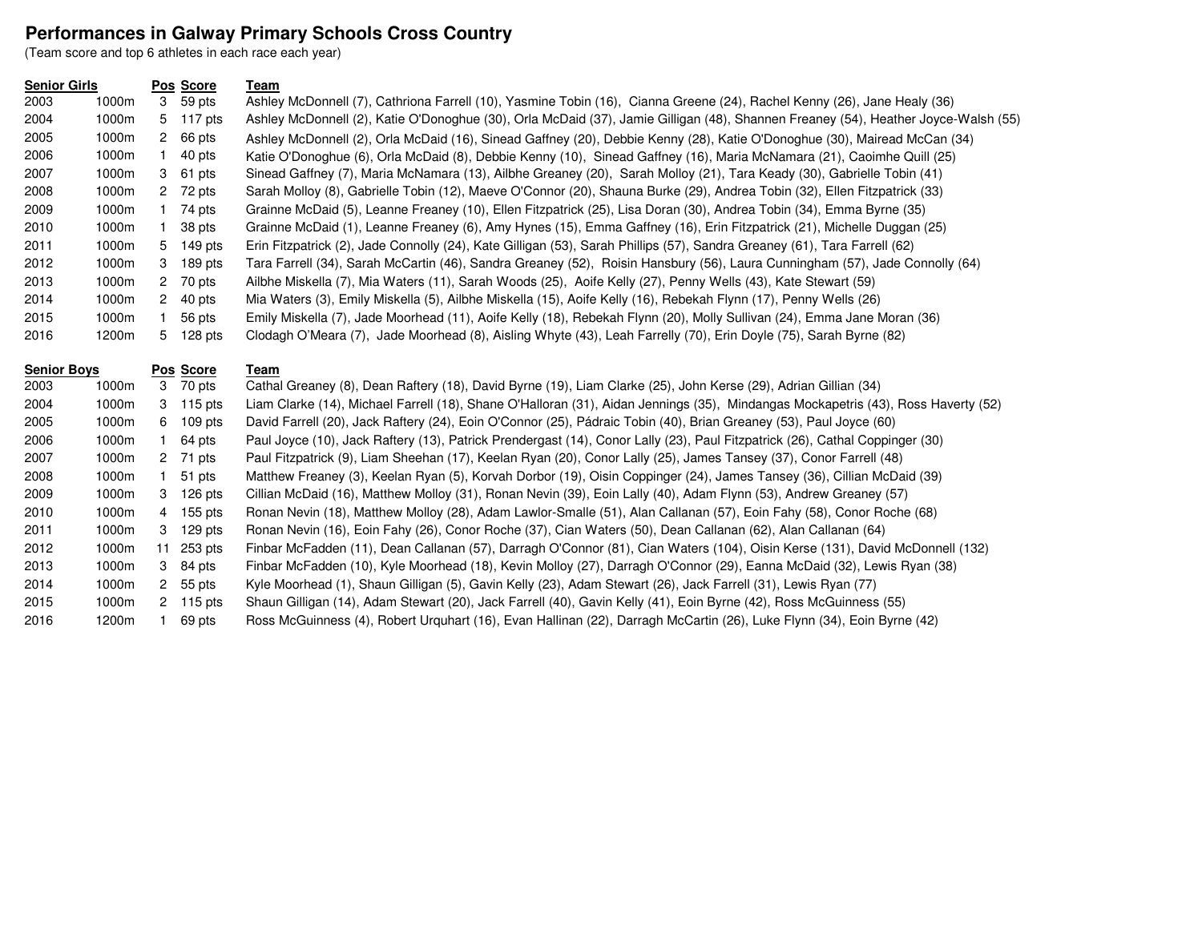# Performances in Galway Primary Schools Cross Country

(Team score and top 6 athletes in each race each year)

| Senior Girls | | Pos | Score | Team |
|---|---|---|---|---|
| 2003 | 1000m | 3 | 59 pts | Ashley McDonnell (7), Cathriona Farrell (10), Yasmine Tobin (16), Cianna Greene (24), Rachel Kenny (26), Jane Healy (36) |
| 2004 | 1000m | 5 | 117 pts | Ashley McDonnell (2), Katie O'Donoghue (30), Orla McDaid (37), Jamie Gilligan (48), Shannen Freaney (54), Heather Joyce-Walsh (55) |
| 2005 | 1000m | 2 | 66 pts | Ashley McDonnell (2), Orla McDaid (16), Sinead Gaffney (20), Debbie Kenny (28), Katie O'Donoghue (30), Mairead McCan (34) |
| 2006 | 1000m | 1 | 40 pts | Katie O'Donoghue (6), Orla McDaid (8), Debbie Kenny (10), Sinead Gaffney (16), Maria McNamara (21), Caoimhe Quill (25) |
| 2007 | 1000m | 3 | 61 pts | Sinead Gaffney (7), Maria McNamara (13), Ailbhe Greaney (20), Sarah Molloy (21), Tara Keady (30), Gabrielle Tobin (41) |
| 2008 | 1000m | 2 | 72 pts | Sarah Molloy (8), Gabrielle Tobin (12), Maeve O'Connor (20), Shauna Burke (29), Andrea Tobin (32), Ellen Fitzpatrick (33) |
| 2009 | 1000m | 1 | 74 pts | Grainne McDaid (5), Leanne Freaney (10), Ellen Fitzpatrick (25), Lisa Doran (30), Andrea Tobin (34), Emma Byrne (35) |
| 2010 | 1000m | 1 | 38 pts | Grainne McDaid (1), Leanne Freaney (6), Amy Hynes (15), Emma Gaffney (16), Erin Fitzpatrick (21), Michelle Duggan (25) |
| 2011 | 1000m | 5 | 149 pts | Erin Fitzpatrick (2), Jade Connolly (24), Kate Gilligan (53), Sarah Phillips (57), Sandra Greaney (61), Tara Farrell (62) |
| 2012 | 1000m | 3 | 189 pts | Tara Farrell (34), Sarah McCartin (46), Sandra Greaney (52), Roisin Hansbury (56), Laura Cunningham (57), Jade Connolly (64) |
| 2013 | 1000m | 2 | 70 pts | Ailbhe Miskella (7), Mia Waters (11), Sarah Woods (25), Aoife Kelly (27), Penny Wells (43), Kate Stewart (59) |
| 2014 | 1000m | 2 | 40 pts | Mia Waters (3), Emily Miskella (5), Ailbhe Miskella (15), Aoife Kelly (16), Rebekah Flynn (17), Penny Wells (26) |
| 2015 | 1000m | 1 | 56 pts | Emily Miskella (7), Jade Moorhead (11), Aoife Kelly (18), Rebekah Flynn (20), Molly Sullivan (24), Emma Jane Moran (36) |
| 2016 | 1200m | 5 | 128 pts | Clodagh O'Meara (7), Jade Moorhead (8), Aisling Whyte (43), Leah Farrelly (70), Erin Doyle (75), Sarah Byrne (82) |

| Senior Boys | | Pos | Score | Team |
|---|---|---|---|---|
| 2003 | 1000m | 3 | 70 pts | Cathal Greaney (8), Dean Raftery (18), David Byrne (19), Liam Clarke (25), John Kerse (29), Adrian Gillian (34) |
| 2004 | 1000m | 3 | 115 pts | Liam Clarke (14), Michael Farrell (18), Shane O'Halloran (31), Aidan Jennings (35), Mindangas Mockapetris (43), Ross Haverty (52) |
| 2005 | 1000m | 6 | 109 pts | David Farrell (20), Jack Raftery (24), Eoin O'Connor (25), Pádraic Tobin (40), Brian Greaney (53), Paul Joyce (60) |
| 2006 | 1000m | 1 | 64 pts | Paul Joyce (10), Jack Raftery (13), Patrick Prendergast (14), Conor Lally (23), Paul Fitzpatrick (26), Cathal Coppinger (30) |
| 2007 | 1000m | 2 | 71 pts | Paul Fitzpatrick (9), Liam Sheehan (17), Keelan Ryan (20), Conor Lally (25), James Tansey (37), Conor Farrell (48) |
| 2008 | 1000m | 1 | 51 pts | Matthew Freaney (3), Keelan Ryan (5), Korvah Dorbor (19), Oisin Coppinger (24), James Tansey (36), Cillian McDaid (39) |
| 2009 | 1000m | 3 | 126 pts | Cillian McDaid (16), Matthew Molloy (31), Ronan Nevin (39), Eoin Lally (40), Adam Flynn (53), Andrew Greaney (57) |
| 2010 | 1000m | 4 | 155 pts | Ronan Nevin (18), Matthew Molloy (28), Adam Lawlor-Smalle (51), Alan Callanan (57), Eoin Fahy (58), Conor Roche (68) |
| 2011 | 1000m | 3 | 129 pts | Ronan Nevin (16), Eoin Fahy (26), Conor Roche (37), Cian Waters (50), Dean Callanan (62), Alan Callanan (64) |
| 2012 | 1000m | 11 | 253 pts | Finbar McFadden (11), Dean Callanan (57), Darragh O'Connor (81), Cian Waters (104), Oisin Kerse (131), David McDonnell (132) |
| 2013 | 1000m | 3 | 84 pts | Finbar McFadden (10), Kyle Moorhead (18), Kevin Molloy (27), Darragh O'Connor (29), Eanna McDaid (32), Lewis Ryan (38) |
| 2014 | 1000m | 2 | 55 pts | Kyle Moorhead (1), Shaun Gilligan (5), Gavin Kelly (23), Adam Stewart (26), Jack Farrell (31), Lewis Ryan (77) |
| 2015 | 1000m | 2 | 115 pts | Shaun Gilligan (14), Adam Stewart (20), Jack Farrell (40), Gavin Kelly (41), Eoin Byrne (42), Ross McGuinness (55) |
| 2016 | 1200m | 1 | 69 pts | Ross McGuinness (4), Robert Urquhart (16), Evan Hallinan (22), Darragh McCartin (26), Luke Flynn (34), Eoin Byrne (42) |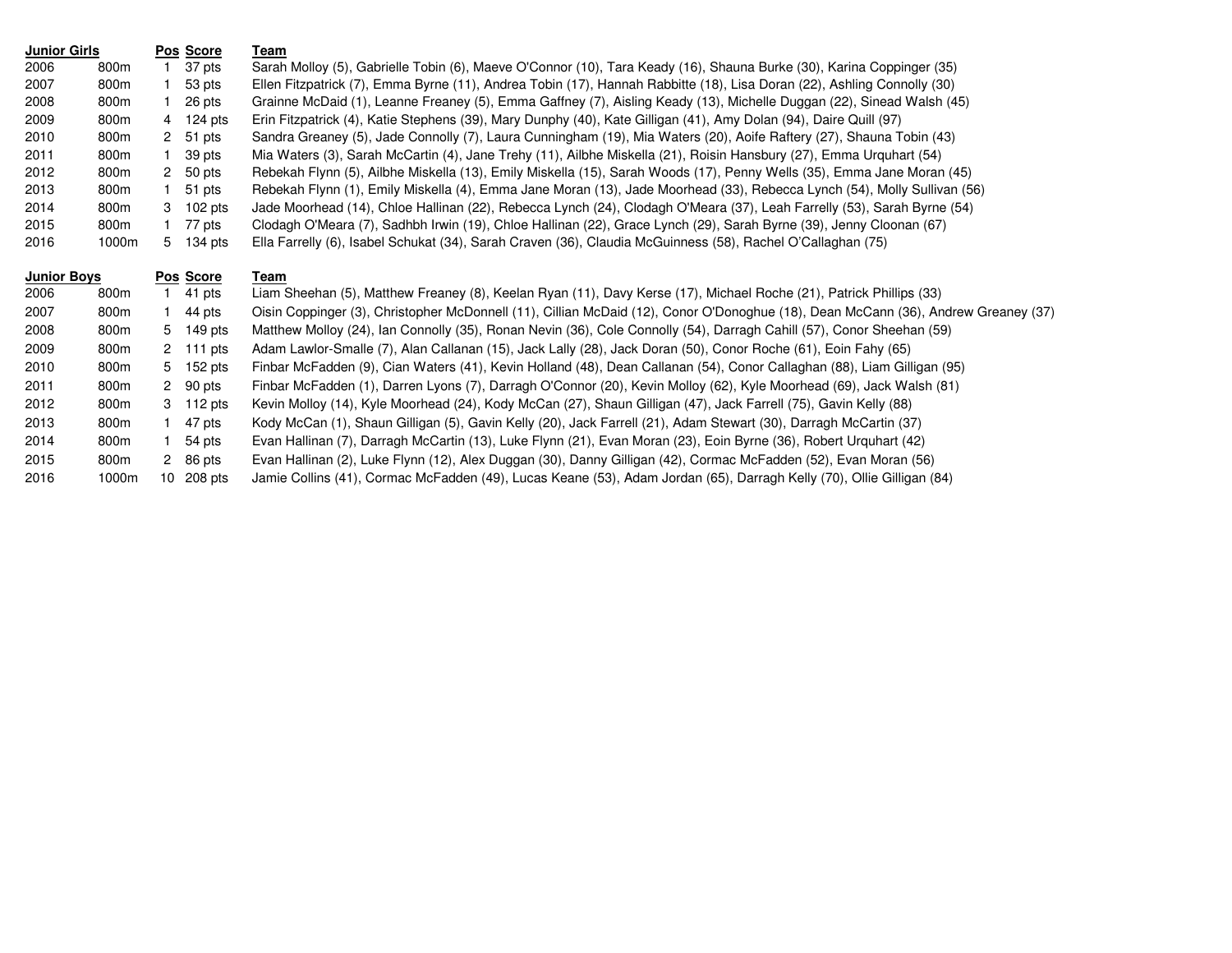| Junior Girls | | Pos | Score | Team |
|---|---|---|---|---|
| 2006 | 800m | 1 | 37 pts | Sarah Molloy (5), Gabrielle Tobin (6), Maeve O'Connor (10), Tara Keady (16), Shauna Burke (30), Karina Coppinger (35) |
| 2007 | 800m | 1 | 53 pts | Ellen Fitzpatrick (7), Emma Byrne (11), Andrea Tobin (17), Hannah Rabbitte (18), Lisa Doran (22), Ashling Connolly (30) |
| 2008 | 800m | 1 | 26 pts | Grainne McDaid (1), Leanne Freaney (5), Emma Gaffney (7), Aisling Keady (13), Michelle Duggan (22), Sinead Walsh (45) |
| 2009 | 800m | 4 | 124 pts | Erin Fitzpatrick (4), Katie Stephens (39), Mary Dunphy (40), Kate Gilligan (41), Amy Dolan (94), Daire Quill (97) |
| 2010 | 800m | 2 | 51 pts | Sandra Greaney (5), Jade Connolly (7), Laura Cunningham (19), Mia Waters (20), Aoife Raftery (27), Shauna Tobin (43) |
| 2011 | 800m | 1 | 39 pts | Mia Waters (3), Sarah McCartin (4), Jane Trehy (11), Ailbhe Miskella (21), Roisin Hansbury (27), Emma Urquhart (54) |
| 2012 | 800m | 2 | 50 pts | Rebekah Flynn (5), Ailbhe Miskella (13), Emily Miskella (15), Sarah Woods (17), Penny Wells (35), Emma Jane Moran (45) |
| 2013 | 800m | 1 | 51 pts | Rebekah Flynn (1), Emily Miskella (4), Emma Jane Moran (13), Jade Moorhead (33), Rebecca Lynch (54), Molly Sullivan (56) |
| 2014 | 800m | 3 | 102 pts | Jade Moorhead (14), Chloe Hallinan (22), Rebecca Lynch (24), Clodagh O'Meara (37), Leah Farrelly (53), Sarah Byrne (54) |
| 2015 | 800m | 1 | 77 pts | Clodagh O'Meara (7), Sadhbh Irwin (19), Chloe Hallinan (22), Grace Lynch (29), Sarah Byrne (39), Jenny Cloonan (67) |
| 2016 | 1000m | 5 | 134 pts | Ella Farrelly (6), Isabel Schukat (34), Sarah Craven (36), Claudia McGuinness (58), Rachel O'Callaghan (75) |

| Junior Boys | | Pos | Score | Team |
|---|---|---|---|---|
| 2006 | 800m | 1 | 41 pts | Liam Sheehan (5), Matthew Freaney (8), Keelan Ryan (11), Davy Kerse (17), Michael Roche (21), Patrick Phillips (33) |
| 2007 | 800m | 1 | 44 pts | Oisin Coppinger (3), Christopher McDonnell (11), Cillian McDaid (12), Conor O'Donoghue (18), Dean McCann (36), Andrew Greaney (37) |
| 2008 | 800m | 5 | 149 pts | Matthew Molloy (24), Ian Connolly (35), Ronan Nevin (36), Cole Connolly (54), Darragh Cahill (57), Conor Sheehan (59) |
| 2009 | 800m | 2 | 111 pts | Adam Lawlor-Smalle (7), Alan Callanan (15), Jack Lally (28), Jack Doran (50), Conor Roche (61), Eoin Fahy (65) |
| 2010 | 800m | 5 | 152 pts | Finbar McFadden (9), Cian Waters (41), Kevin Holland (48), Dean Callanan (54), Conor Callaghan (88), Liam Gilligan (95) |
| 2011 | 800m | 2 | 90 pts | Finbar McFadden (1), Darren Lyons (7), Darragh O'Connor (20), Kevin Molloy (62), Kyle Moorhead (69), Jack Walsh (81) |
| 2012 | 800m | 3 | 112 pts | Kevin Molloy (14), Kyle Moorhead (24), Kody McCan (27), Shaun Gilligan (47), Jack Farrell (75), Gavin Kelly (88) |
| 2013 | 800m | 1 | 47 pts | Kody McCan (1), Shaun Gilligan (5), Gavin Kelly (20), Jack Farrell (21), Adam Stewart (30), Darragh McCartin (37) |
| 2014 | 800m | 1 | 54 pts | Evan Hallinan (7), Darragh McCartin (13), Luke Flynn (21), Evan Moran (23), Eoin Byrne (36), Robert Urquhart (42) |
| 2015 | 800m | 2 | 86 pts | Evan Hallinan (2), Luke Flynn (12), Alex Duggan (30), Danny Gilligan (42), Cormac McFadden (52), Evan Moran (56) |
| 2016 | 1000m | 10 | 208 pts | Jamie Collins (41), Cormac McFadden (49), Lucas Keane (53), Adam Jordan (65), Darragh Kelly (70), Ollie Gilligan (84) |